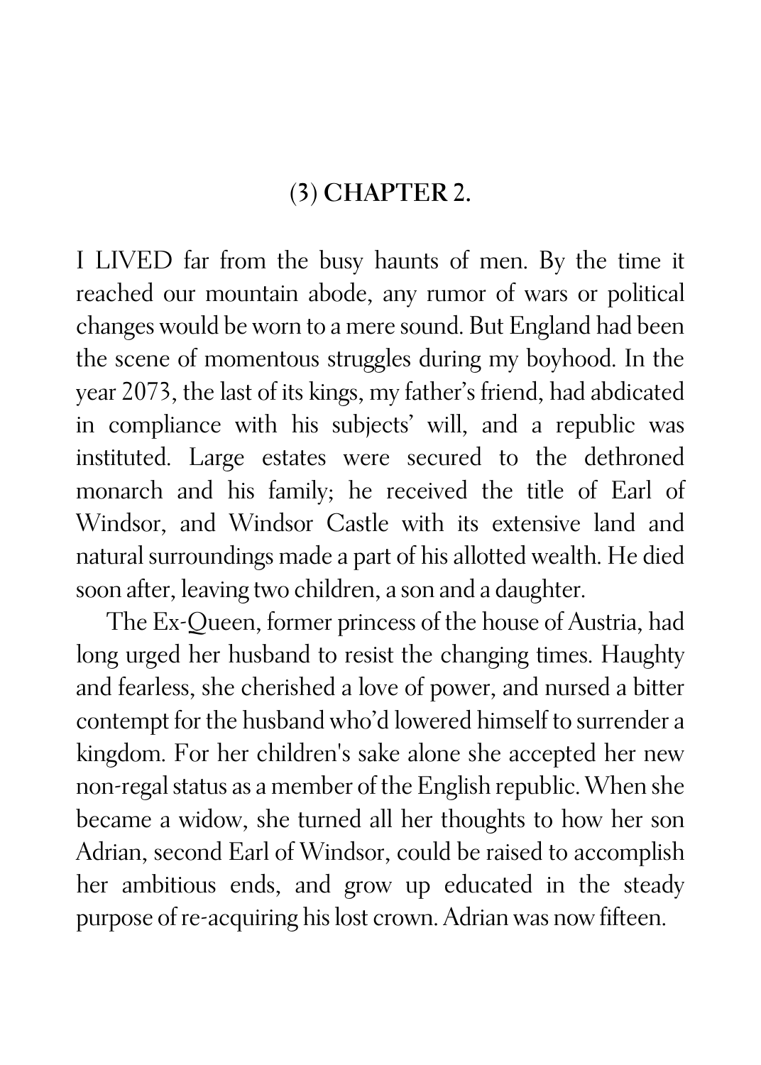## (3) CHAPTER 2.

I LIVED far from the busy haunts of men. By the time it reached our mountain abode, any rumor of wars or political changes would be worn to a mere sound. But England had been the scene of momentous struggles during my boyhood. In the year 2073, the last of its kings, my father's friend, had abdicated in compliance with his subjects' will, and a republic was instituted. Large estates were secured to the dethroned monarch and his family; he received the title of Earl of Windsor, and Windsor Castle with its extensive land and natural surroundings made a part of his allotted wealth. He died soon after, leaving two children, a son and a daughter.

The Ex-Queen, former princess of the house of Austria, had long urged her husband to resist the changing times. Haughty and fearless, she cherished a love of power, and nursed a bitter contempt for the husband who'd lowered himself to surrender a kingdom. For her children's sake alone she accepted her new non-regal status as a member of the English republic. When she became a widow, she turned all her thoughts to how her son Adrian, second Earl of Windsor, could be raised to accomplish her ambitious ends, and grow up educated in the steady purpose of re-acquiring his lost crown. Adrian was now fifteen.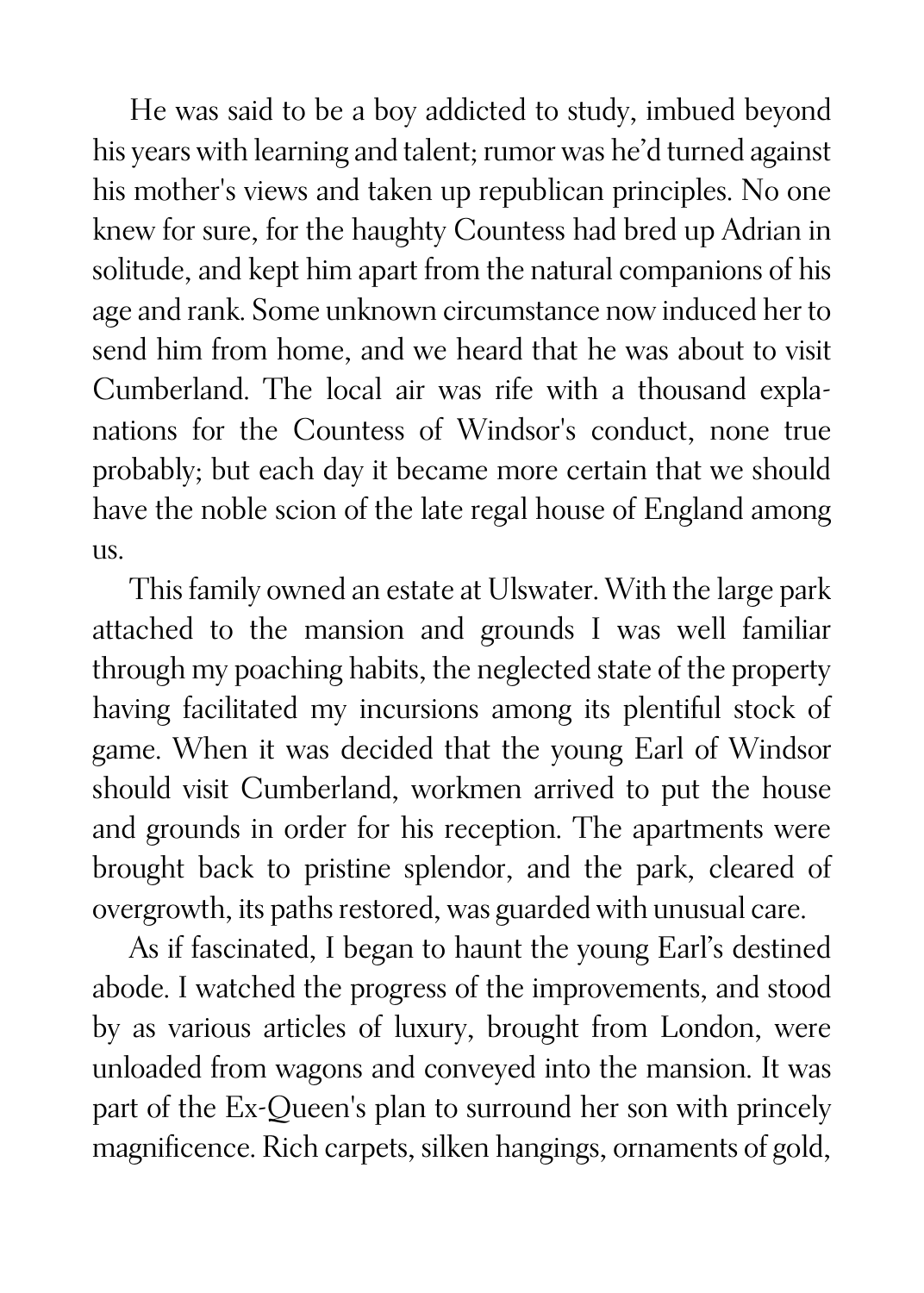He was said to be a boy addicted to study, imbued beyond his years with learning and talent; rumor was he'd turned against his mother's views and taken up republican principles. No one knew for sure, for the haughty Countess had bred up Adrian in solitude, and kept him apart from the natural companions of his age and rank. Some unknown circumstance now induced her to send him from home, and we heard that he was about to visit Cumberland. The local air was rife with a thousand explanations for the Countess of Windsor's conduct, none true probably; but each day it became more certain that we should have the noble scion of the late regal house of England among us.

This family owned an estate at Ulswater. With the large park attached to the mansion and grounds I was well familiar through my poaching habits, the neglected state of the property having facilitated my incursions among its plentiful stock of game. When it was decided that the young Earl of Windsor should visit Cumberland, workmen arrived to put the house and grounds in order for his reception. The apartments were brought back to pristine splendor, and the park, cleared of overgrowth, its paths restored, was guarded with unusual care.

As if fascinated, I began to haunt the young Earl's destined abode. I watched the progress of the improvements, and stood by as various articles of luxury, brought from London, were unloaded from wagons and conveyed into the mansion. It was part of the Ex-Queen's plan to surround her son with princely magnificence. Rich carpets, silken hangings, ornaments of gold,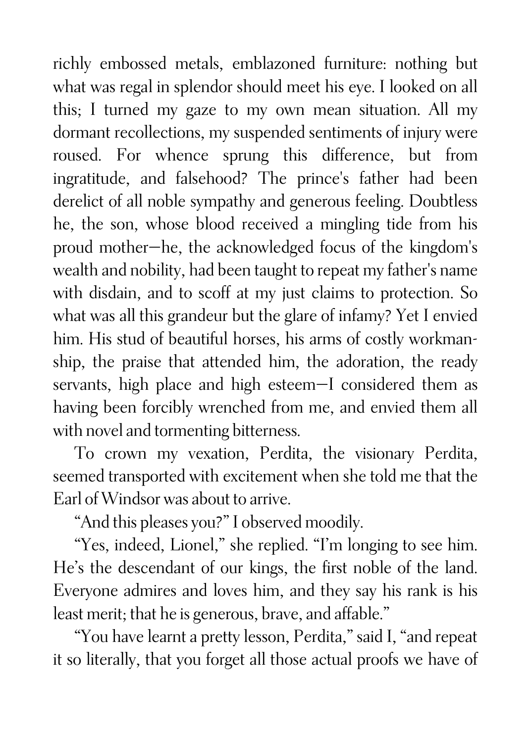richly embossed metals, emblazoned furniture: nothing but what was regal in splendor should meet his eye. I looked on all this; I turned my gaze to my own mean situation. All my dormant recollections, my suspended sentiments of injury were roused. For whence sprung this difference, but from ingratitude, and falsehood? The prince's father had been derelict of all noble sympathy and generous feeling. Doubtless he, the son, whose blood received a mingling tide from his proud mother—he, the acknowledged focus of the kingdom's wealth and nobility, had been taught to repeat my father's name with disdain, and to scoff at my just claims to protection. So what was all this grandeur but the glare of infamy? Yet I envied him. His stud of beautiful horses, his arms of costly workmanship, the praise that attended him, the adoration, the ready servants, high place and high esteem—I considered them as having been forcibly wrenched from me, and envied them all with novel and tormenting bitterness.

To crown my vexation, Perdita, the visionary Perdita, seemed transported with excitement when she told me that the Earl of Windsor was about to arrive.

"And this pleases you?" I observed moodily.

"Yes, indeed, Lionel," she replied. "I'm longing to see him. He's the descendant of our kings, the first noble of the land. Everyone admires and loves him, and they say his rank is his least merit; that he is generous, brave, and affable."

"You have learnt a pretty lesson, Perdita," said I, "and repeat it so literally, that you forget all those actual proofs we have of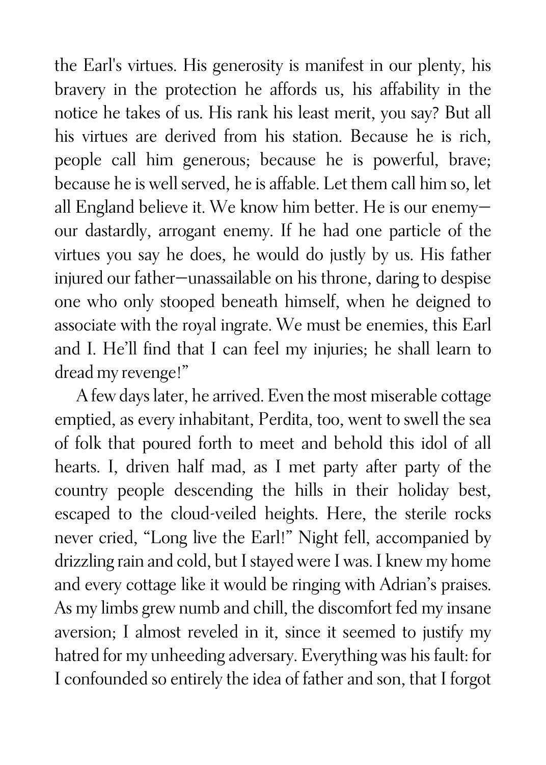the Earl's virtues. His generosity is manifest in our plenty, his bravery in the protection he affords us, his affability in the notice he takes of us. His rank his least merit, you say? But all his virtues are derived from his station. Because he is rich, people call him generous; because he is powerful, brave; because he is well served, he is affable. Let them call him so, let all England believe it. We know him better. He is our enemy—our dastardly, arrogant enemy. If he had one particle of the virtues you say he does, he would do justly by us. His father injured our father—unassailable on his throne, daring to despise one who only stooped beneath himself, when he deigned to associate with the royal ingrate. We must be enemies, this Earl and I. He'll find that I can feel my injuries; he shall learn to dread my revenge!"

A few days later, he arrived. Even the most miserable cottage emptied, as every inhabitant, Perdita, too, went to swell the sea of folk that poured forth to meet and behold this idol of all hearts. I, driven half mad, as I met party after party of the country people descending the hills in their holiday best, escaped to the cloud-veiled heights. Here, the sterile rocks never cried, "Long live the Earl!" Night fell, accompanied by drizzling rain and cold, but I stayed were I was. I knew my home and every cottage like it would be ringing with Adrian's praises. As my limbs grew numb and chill, the discomfort fed my insane aversion; I almost reveled in it, since it seemed to justify my hatred for my unheeding adversary. Everything was his fault: for I confounded so entirely the idea of father and son, that I forgot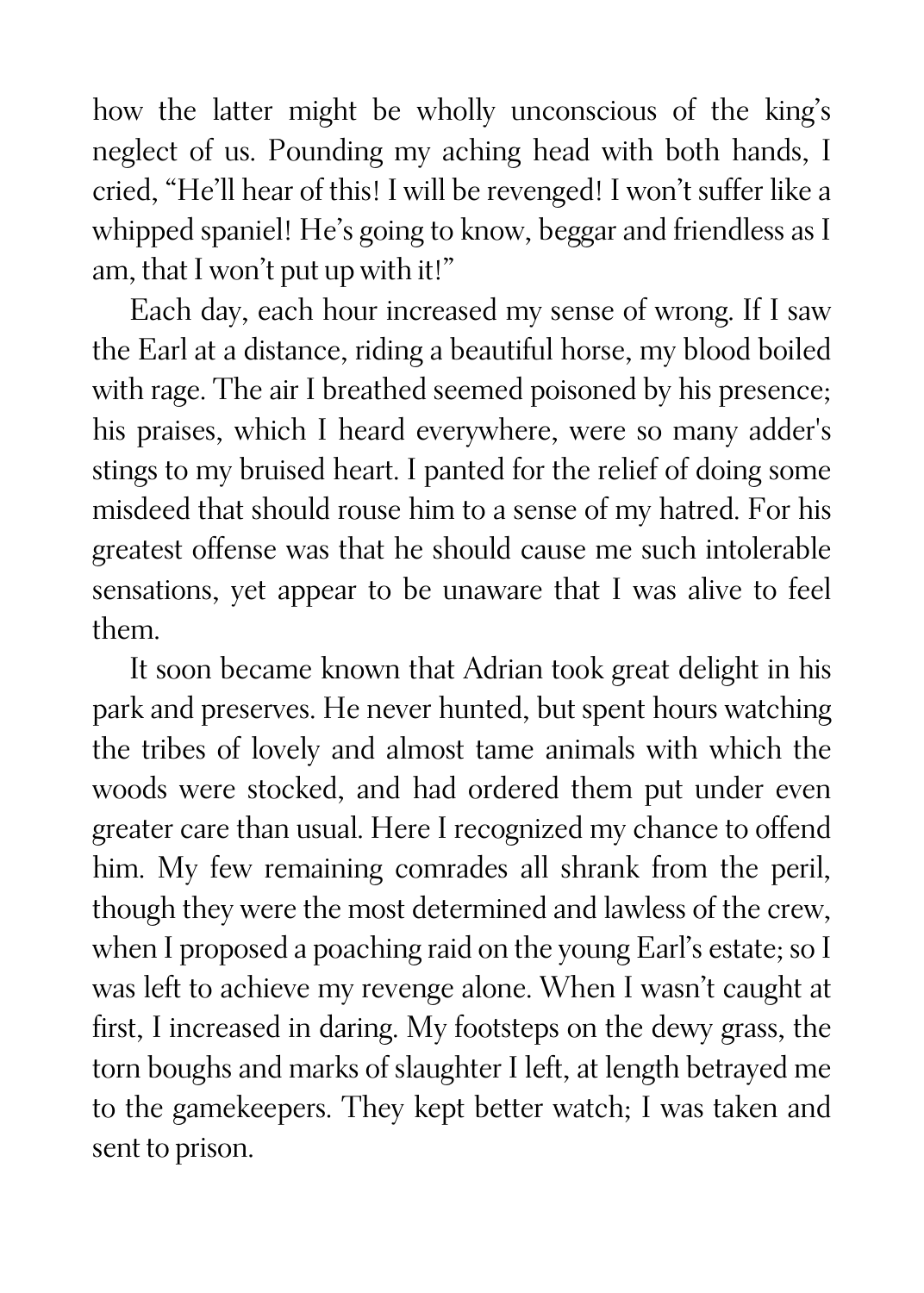how the latter might be wholly unconscious of the king's neglect of us. Pounding my aching head with both hands, I cried, "He'll hear of this! I will be revenged! I won't suffer like a whipped spaniel! He's going to know, beggar and friendless as I am, that I won't put up with it!"

Each day, each hour increased my sense of wrong. If I saw the Earl at a distance, riding a beautiful horse, my blood boiled with rage. The air I breathed seemed poisoned by his presence; his praises, which I heard everywhere, were so many adder's stings to my bruised heart. I panted for the relief of doing some misdeed that should rouse him to a sense of my hatred. For his greatest offense was that he should cause me such intolerable sensations, yet appear to be unaware that I was alive to feel them.

It soon became known that Adrian took great delight in his park and preserves. He never hunted, but spent hours watching the tribes of lovely and almost tame animals with which the woods were stocked, and had ordered them put under even greater care than usual. Here I recognized my chance to offend him. My few remaining comrades all shrank from the peril, though they were the most determined and lawless of the crew, when I proposed a poaching raid on the young Earl's estate; so I was left to achieve my revenge alone. When I wasn't caught at first, I increased in daring. My footsteps on the dewy grass, the torn boughs and marks of slaughter I left, at length betrayed me to the gamekeepers. They kept better watch; I was taken and sent to prison.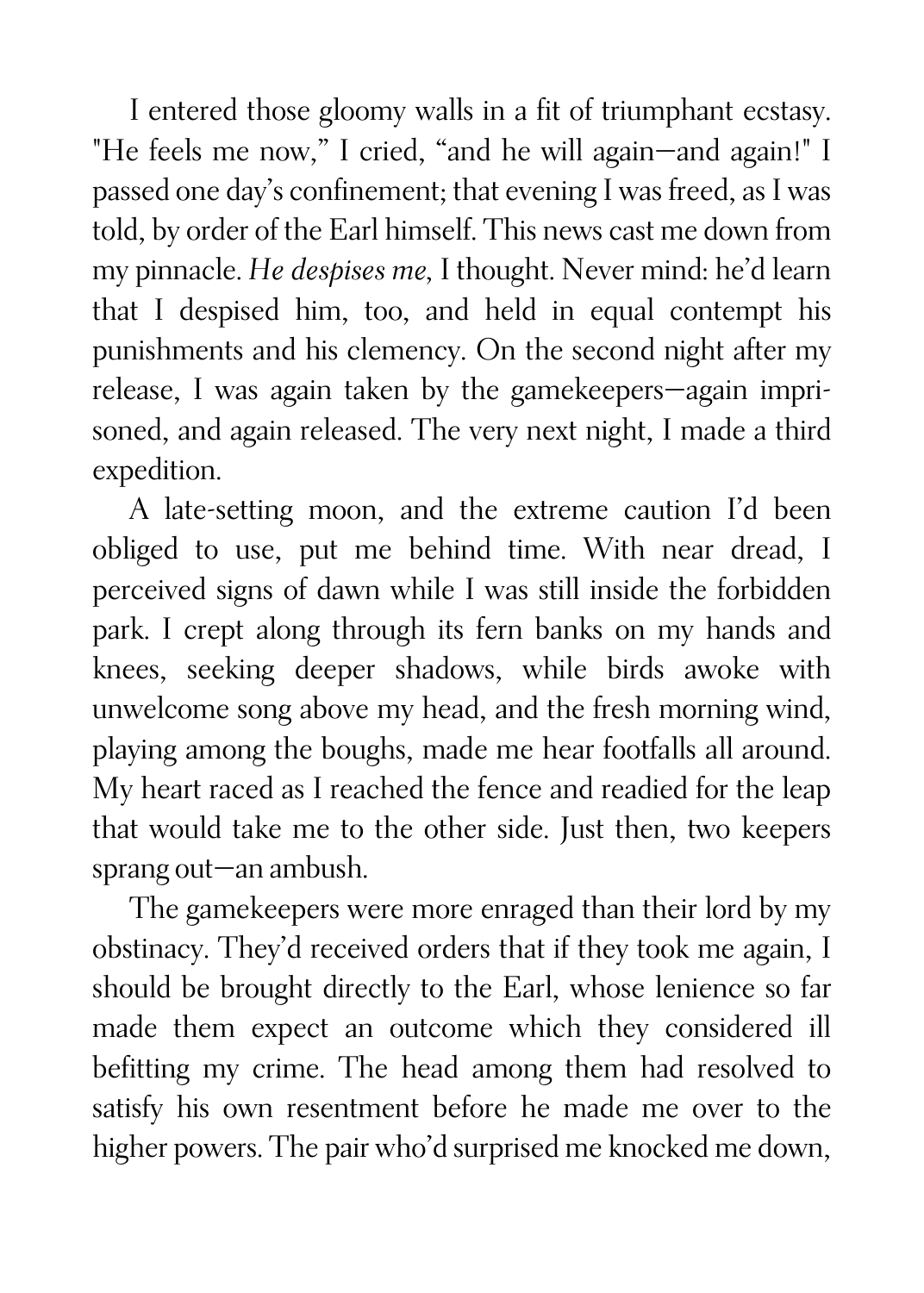I entered those gloomy walls in a fit of triumphant ecstasy. "He feels me now," I cried, "and he will again—and again!" I passed one day's confinement; that evening I was freed, as I was told, by order of the Earl himself. This news cast me down from my pinnacle. *He despises me,* I thought. Never mind: he'd learn that I despised him, too, and held in equal contempt his punishments and his clemency. On the second night after my release, I was again taken by the gamekeepers—again imprisoned, and again released. The very next night, I made a third expedition.

A late-setting moon, and the extreme caution I'd been obliged to use, put me behind time. With near dread, I perceived signs of dawn while I was still inside the forbidden park. I crept along through its fern banks on my hands and knees, seeking deeper shadows, while birds awoke with unwelcome song above my head, and the fresh morning wind, playing among the boughs, made me hear footfalls all around. My heart raced as I reached the fence and readied for the leap that would take me to the other side. Just then, two keepers sprang out—an ambush.

The gamekeepers were more enraged than their lord by my obstinacy. They'd received orders that if they took me again, I should be brought directly to the Earl, whose lenience so far made them expect an outcome which they considered ill befitting my crime. The head among them had resolved to satisfy his own resentment before he made me over to the higher powers. The pair who'd surprised me knocked me down,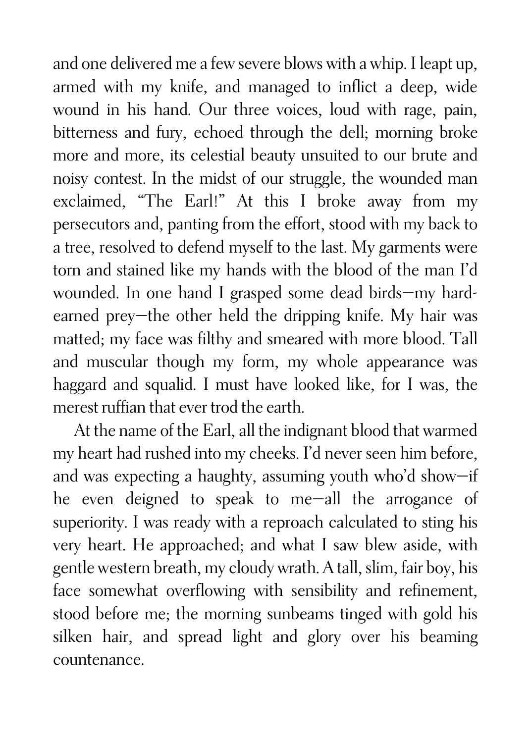and one delivered me a few severe blows with a whip. I leapt up, armed with my knife, and managed to inflict a deep, wide wound in his hand. Our three voices, loud with rage, pain, bitterness and fury, echoed through the dell; morning broke more and more, its celestial beauty unsuited to our brute and noisy contest. In the midst of our struggle, the wounded man exclaimed, "The Earl!" At this I broke away from my persecutors and, panting from the effort, stood with my back to a tree, resolved to defend myself to the last. My garments were torn and stained like my hands with the blood of the man I'd wounded. In one hand I grasped some dead birds—my hard-earned prey—the other held the dripping knife. My hair was matted; my face was filthy and smeared with more blood. Tall and muscular though my form, my whole appearance was haggard and squalid. I must have looked like, for I was, the merest ruffian that ever trod the earth.

At the name of the Earl, all the indignant blood that warmed my heart had rushed into my cheeks. I'd never seen him before, and was expecting a haughty, assuming youth who'd show—if he even deigned to speak to me—all the arrogance of superiority. I was ready with a reproach calculated to sting his very heart. He approached; and what I saw blew aside, with gentle western breath, my cloudy wrath. A tall, slim, fair boy, his face somewhat overflowing with sensibility and refinement, stood before me; the morning sunbeams tinged with gold his silken hair, and spread light and glory over his beaming countenance.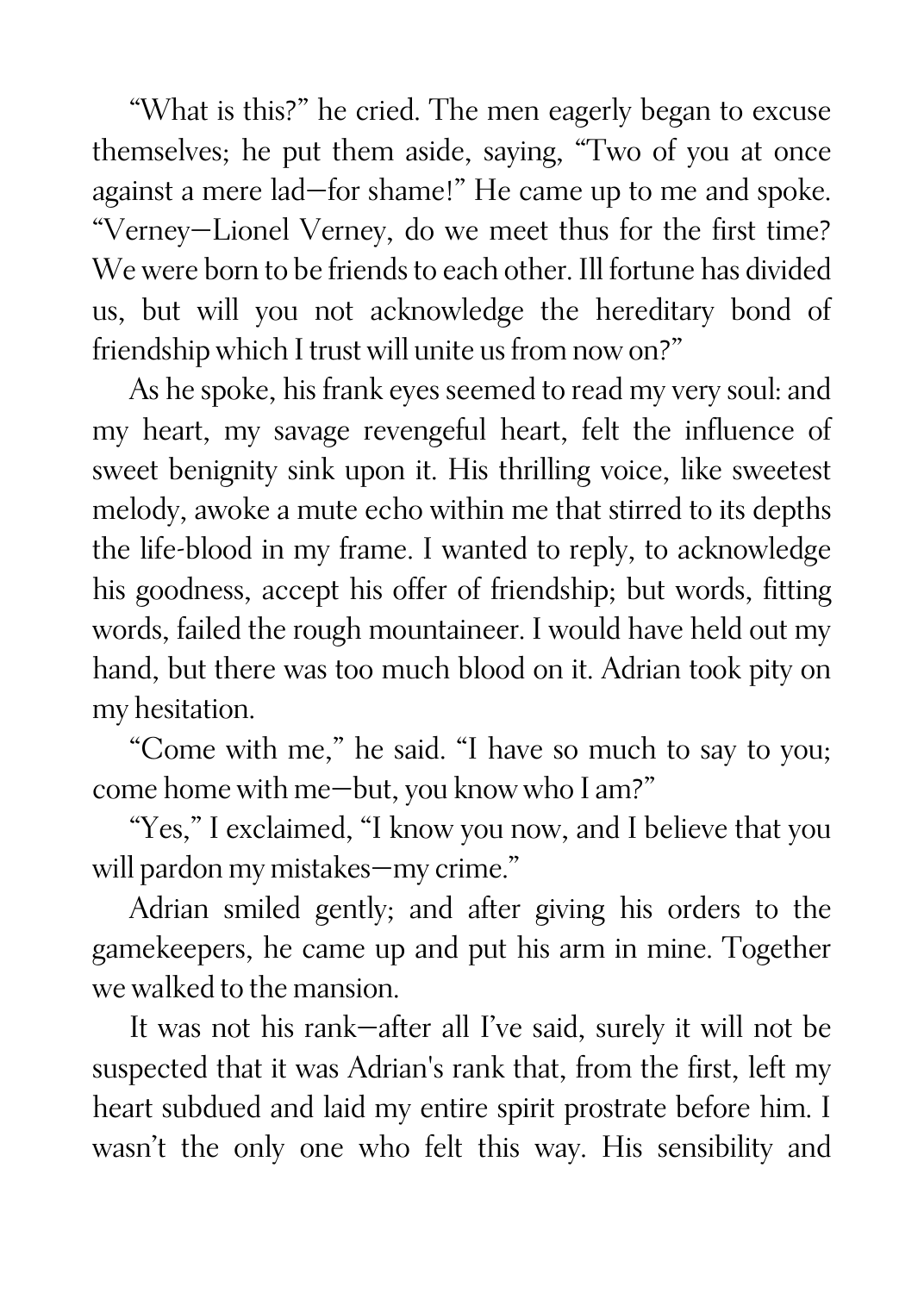"What is this?" he cried. The men eagerly began to excuse themselves; he put them aside, saying, "Two of you at once against a mere lad—for shame!" He came up to me and spoke. "Verney—Lionel Verney, do we meet thus for the first time? We were born to be friends to each other. Ill fortune has divided us, but will you not acknowledge the hereditary bond of friendship which I trust will unite us from now on?"

As he spoke, his frank eyes seemed to read my very soul: and my heart, my savage revengeful heart, felt the influence of sweet benignity sink upon it. His thrilling voice, like sweetest melody, awoke a mute echo within me that stirred to its depths the life-blood in my frame. I wanted to reply, to acknowledge his goodness, accept his offer of friendship; but words, fitting words, failed the rough mountaineer. I would have held out my hand, but there was too much blood on it. Adrian took pity on my hesitation.

"Come with me," he said. "I have so much to say to you; come home with me—but, you know who I am?"

"Yes," I exclaimed, "I know you now, and I believe that you will pardon my mistakes—my crime."

Adrian smiled gently; and after giving his orders to the gamekeepers, he came up and put his arm in mine. Together we walked to the mansion.

It was not his rank—after all I've said, surely it will not be suspected that it was Adrian's rank that, from the first, left my heart subdued and laid my entire spirit prostrate before him. I wasn't the only one who felt this way. His sensibility and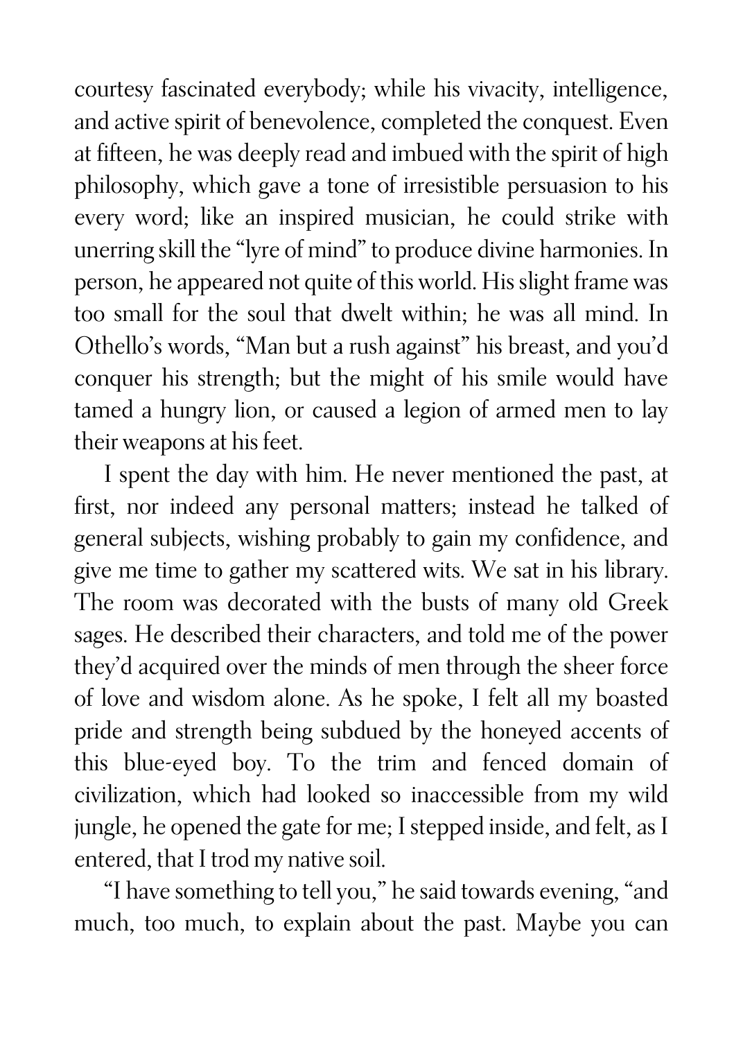courtesy fascinated everybody; while his vivacity, intelligence, and active spirit of benevolence, completed the conquest. Even at fifteen, he was deeply read and imbued with the spirit of high philosophy, which gave a tone of irresistible persuasion to his every word; like an inspired musician, he could strike with unerring skill the "lyre of mind" to produce divine harmonies. In person, he appeared not quite of this world. His slight frame was too small for the soul that dwelt within; he was all mind. In Othello's words, "Man but a rush against" his breast, and you'd conquer his strength; but the might of his smile would have tamed a hungry lion, or caused a legion of armed men to lay their weapons at his feet.

I spent the day with him. He never mentioned the past, at first, nor indeed any personal matters; instead he talked of general subjects, wishing probably to gain my confidence, and give me time to gather my scattered wits. We sat in his library. The room was decorated with the busts of many old Greek sages. He described their characters, and told me of the power they'd acquired over the minds of men through the sheer force of love and wisdom alone. As he spoke, I felt all my boasted pride and strength being subdued by the honeyed accents of this blue-eyed boy. To the trim and fenced domain of civilization, which had looked so inaccessible from my wild jungle, he opened the gate for me; I stepped inside, and felt, as I entered, that I trod my native soil.

"I have something to tell you," he said towards evening, "and much, too much, to explain about the past. Maybe you can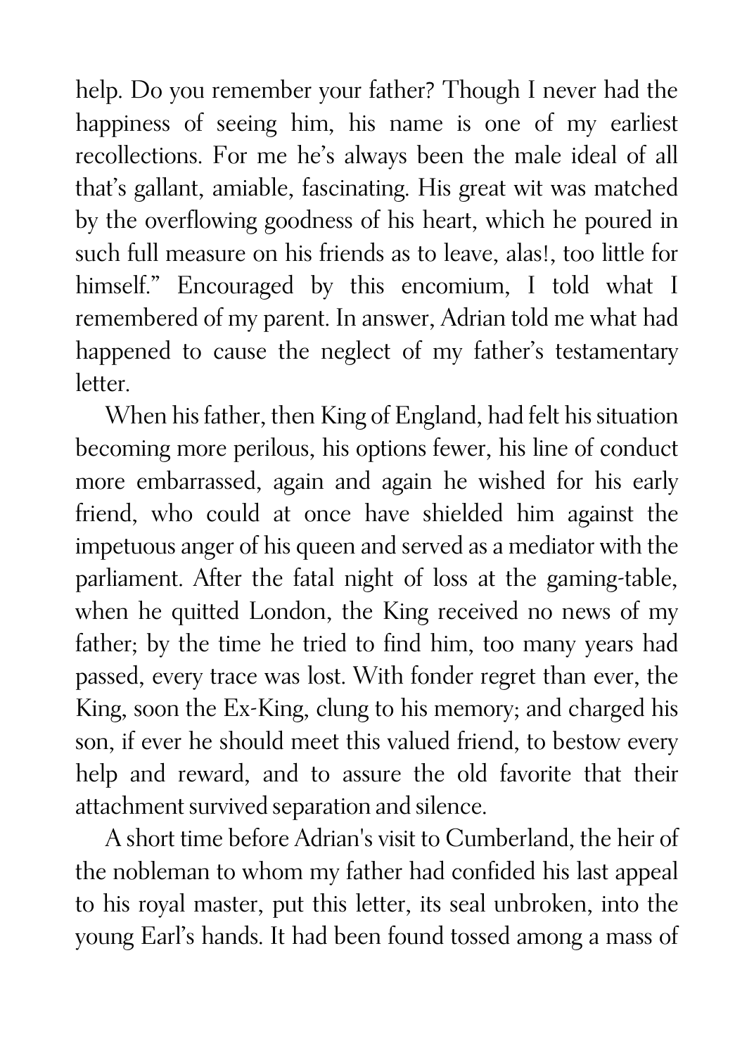help. Do you remember your father? Though I never had the happiness of seeing him, his name is one of my earliest recollections. For me he's always been the male ideal of all that's gallant, amiable, fascinating. His great wit was matched by the overflowing goodness of his heart, which he poured in such full measure on his friends as to leave, alas!, too little for himself." Encouraged by this encomium, I told what I remembered of my parent. In answer, Adrian told me what had happened to cause the neglect of my father's testamentary letter.

When his father, then King of England, had felt his situation becoming more perilous, his options fewer, his line of conduct more embarrassed, again and again he wished for his early friend, who could at once have shielded him against the impetuous anger of his queen and served as a mediator with the parliament. After the fatal night of loss at the gaming-table, when he quitted London, the King received no news of my father; by the time he tried to find him, too many years had passed, every trace was lost. With fonder regret than ever, the King, soon the Ex-King, clung to his memory; and charged his son, if ever he should meet this valued friend, to bestow every help and reward, and to assure the old favorite that their attachment survived separation and silence.

A short time before Adrian's visit to Cumberland, the heir of the nobleman to whom my father had confided his last appeal to his royal master, put this letter, its seal unbroken, into the young Earl's hands. It had been found tossed among a mass of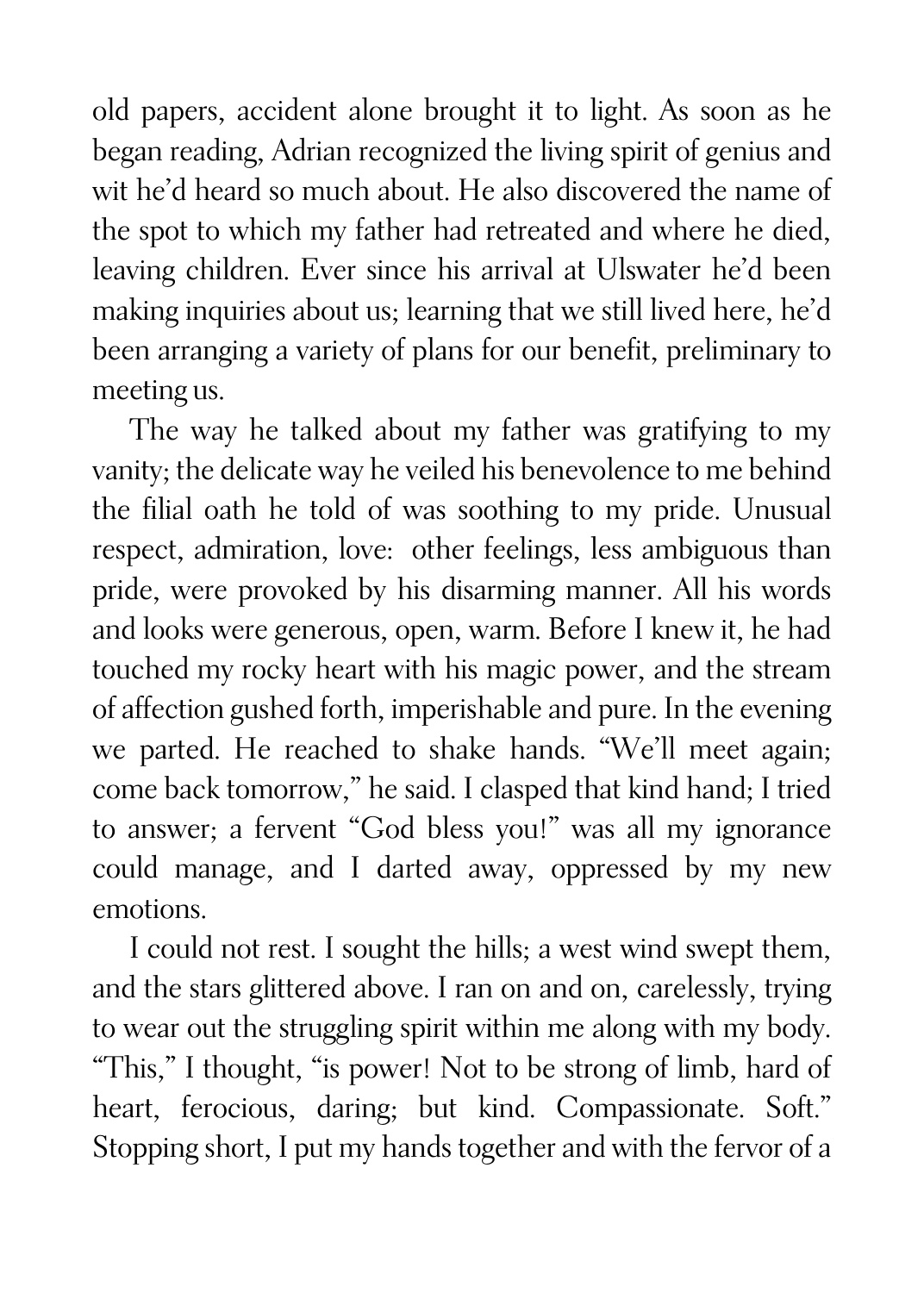old papers, accident alone brought it to light. As soon as he began reading, Adrian recognized the living spirit of genius and wit he'd heard so much about. He also discovered the name of the spot to which my father had retreated and where he died, leaving children. Ever since his arrival at Ulswater he'd been making inquiries about us; learning that we still lived here, he'd been arranging a variety of plans for our benefit, preliminary to meeting us.

The way he talked about my father was gratifying to my vanity; the delicate way he veiled his benevolence to me behind the filial oath he told of was soothing to my pride. Unusual respect, admiration, love: other feelings, less ambiguous than pride, were provoked by his disarming manner. All his words and looks were generous, open, warm. Before I knew it, he had touched my rocky heart with his magic power, and the stream of affection gushed forth, imperishable and pure. In the evening we parted. He reached to shake hands. "We'll meet again; come back tomorrow," he said. I clasped that kind hand; I tried to answer; a fervent "God bless you!" was all my ignorance could manage, and I darted away, oppressed by my new emotions.

I could not rest. I sought the hills; a west wind swept them, and the stars glittered above. I ran on and on, carelessly, trying to wear out the struggling spirit within me along with my body. "This," I thought, "is power! Not to be strong of limb, hard of heart, ferocious, daring; but kind. Compassionate. Soft." Stopping short, I put my hands together and with the fervor of a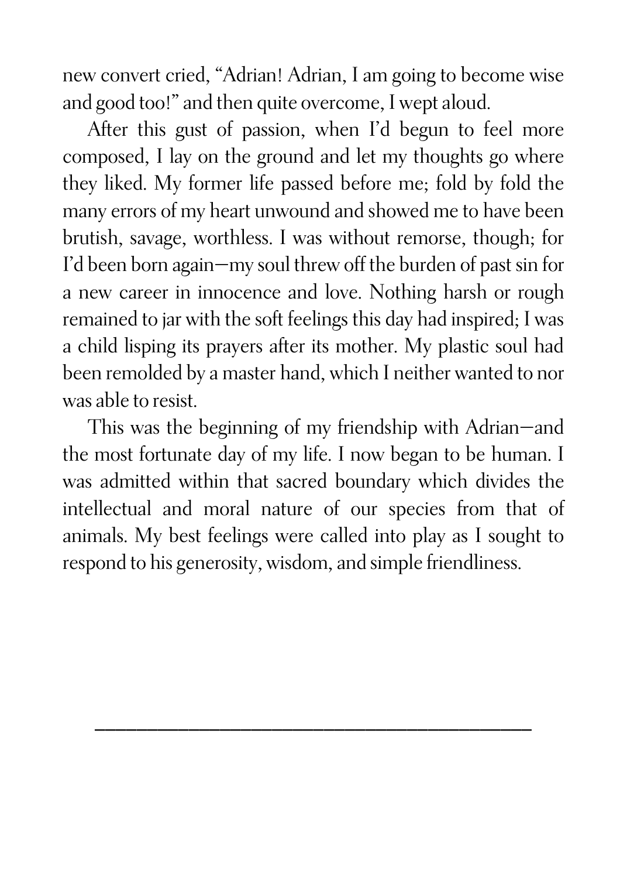new convert cried, "Adrian! Adrian, I am going to become wise and good too!" and then quite overcome, I wept aloud.

After this gust of passion, when I'd begun to feel more composed, I lay on the ground and let my thoughts go where they liked. My former life passed before me; fold by fold the many errors of my heart unwound and showed me to have been brutish, savage, worthless. I was without remorse, though; for I'd been born again—my soul threw off the burden of past sin for a new career in innocence and love. Nothing harsh or rough remained to jar with the soft feelings this day had inspired; I was a child lisping its prayers after its mother. My plastic soul had been remolded by a master hand, which I neither wanted to nor was able to resist.

This was the beginning of my friendship with Adrian—and the most fortunate day of my life. I now began to be human. I was admitted within that sacred boundary which divides the intellectual and moral nature of our species from that of animals. My best feelings were called into play as I sought to respond to his generosity, wisdom, and simple friendliness.

---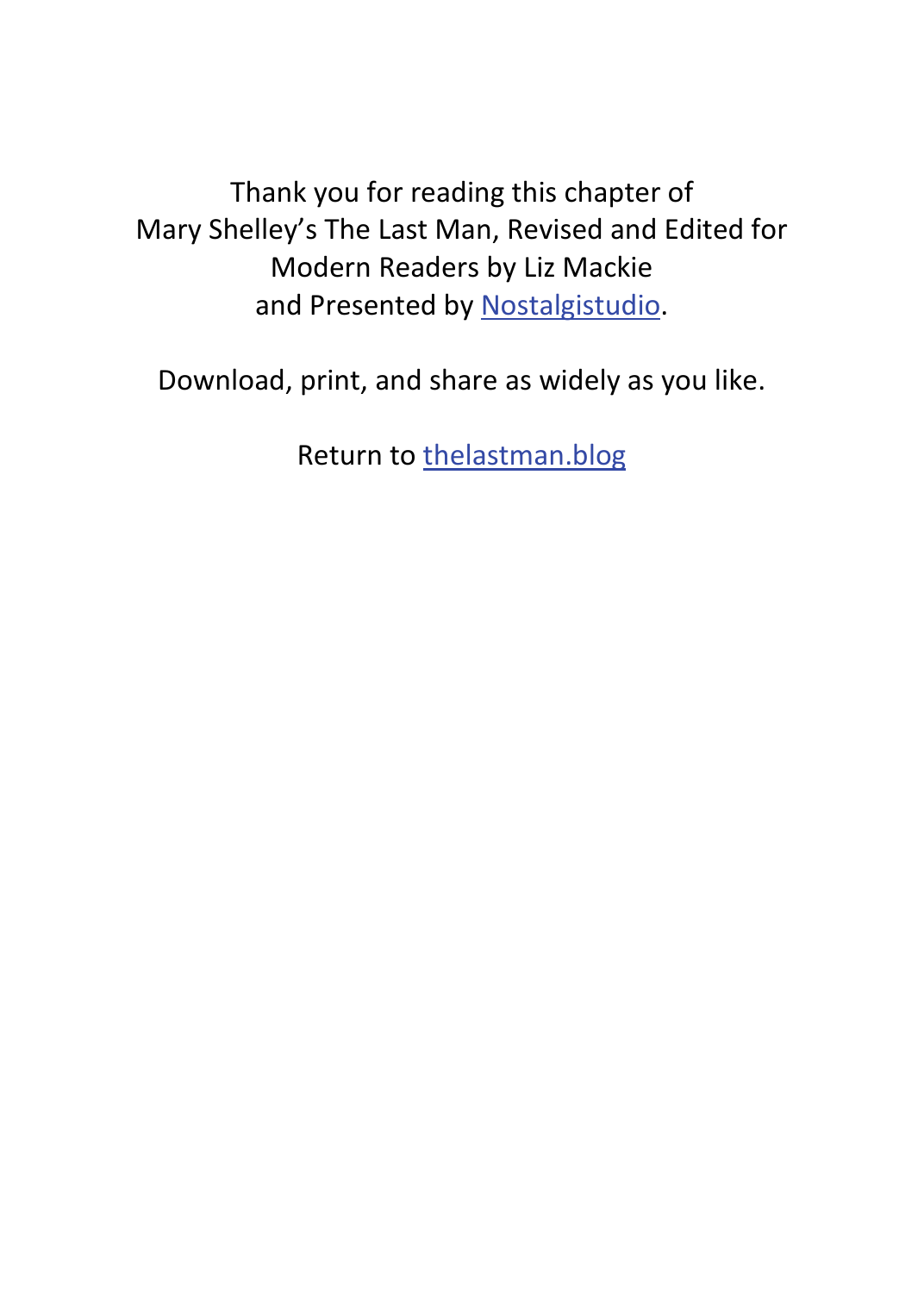Thank you for reading this chapter of
Mary Shelley's The Last Man, Revised and Edited for Modern Readers by Liz Mackie
and Presented by Nostalgistudio.

Download, print, and share as widely as you like.

Return to thelastman.blog